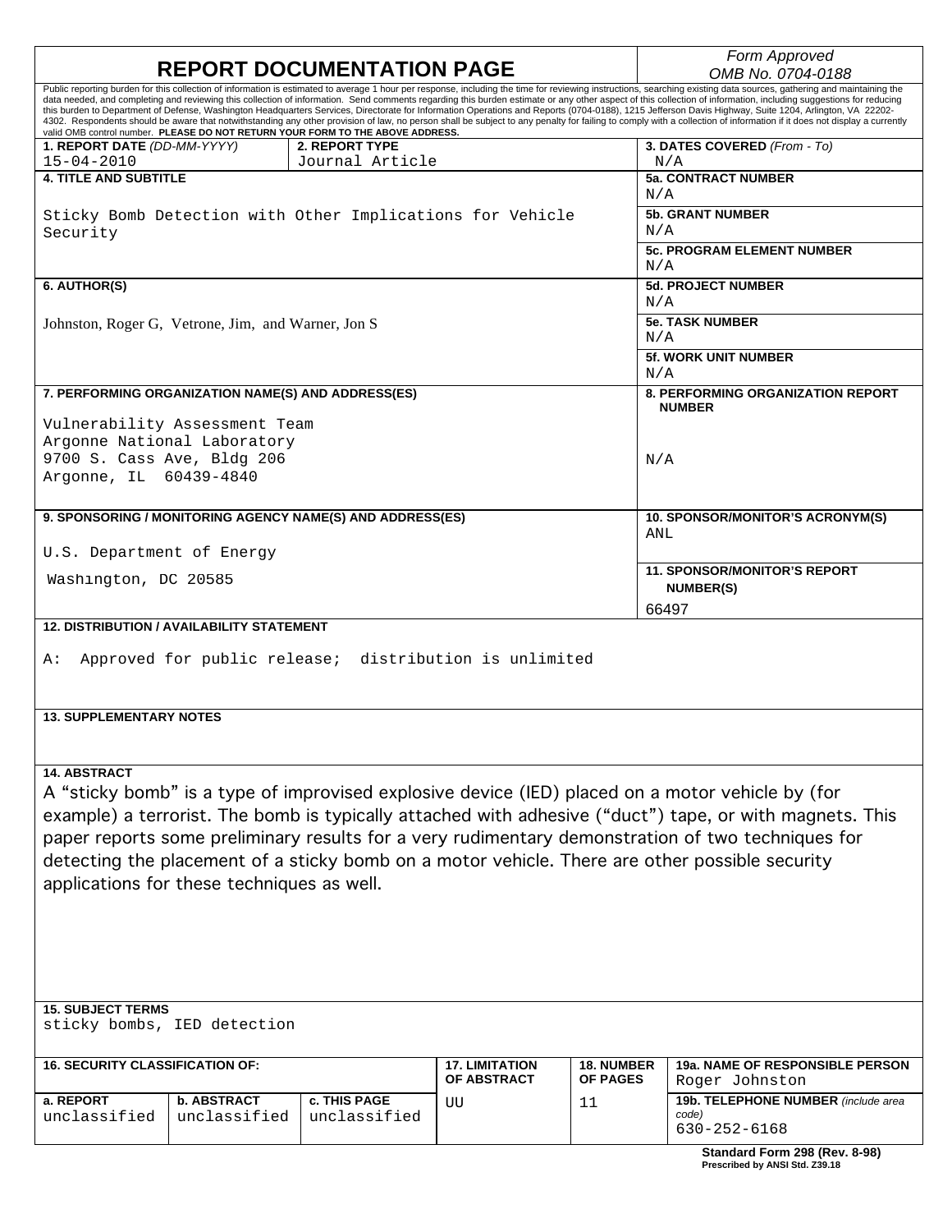# REPORT DOCUMENTATION PAGE

*Form Approved*
*OMB No. 0704-0188*

Public reporting burden for this collection of information is estimated to average 1 hour per response, including the time for reviewing instructions, searching existing data sources, gathering and maintaining the data needed, and completing and reviewing this collection of information. Send comments regarding this burden estimate or any other aspect of this collection of information, including suggestions for reducing this burden to Department of Defense, Washington Headquarters Services, Directorate for Information Operations and Reports (0704-0188), 1215 Jefferson Davis Highway, Suite 1204, Arlington, VA 22202-4302. Respondents should be aware that notwithstanding any other provision of law, no person shall be subject to any penalty for failing to comply with a collection of information if it does not display a currently valid OMB control number. **PLEASE DO NOT RETURN YOUR FORM TO THE ABOVE ADDRESS.**

| Field | Value |
|---|---|
| **1. REPORT DATE** *(DD-MM-YYYY)* | 15-04-2010 |
| **2. REPORT TYPE** | Journal Article |
| **3. DATES COVERED** *(From - To)* | N/A |
| **4. TITLE AND SUBTITLE** | Sticky Bomb Detection with Other Implications for Vehicle Security |
| **5a. CONTRACT NUMBER** | N/A |
| **5b. GRANT NUMBER** | N/A |
| **5c. PROGRAM ELEMENT NUMBER** | N/A |
| **6. AUTHOR(S)** | Johnston, Roger G, Vetrone, Jim, and Warner, Jon S |
| **5d. PROJECT NUMBER** | N/A |
| **5e. TASK NUMBER** | N/A |
| **5f. WORK UNIT NUMBER** | N/A |
| **7. PERFORMING ORGANIZATION NAME(S) AND ADDRESS(ES)** | Vulnerability Assessment Team, Argonne National Laboratory, 9700 S. Cass Ave, Bldg 206, Argonne, IL 60439-4840 |
| **8. PERFORMING ORGANIZATION REPORT NUMBER** | N/A |
| **9. SPONSORING / MONITORING AGENCY NAME(S) AND ADDRESS(ES)** | U.S. Department of Energy, Washington, DC 20585 |
| **10. SPONSOR/MONITOR'S ACRONYM(S)** | ANL |
| **11. SPONSOR/MONITOR'S REPORT NUMBER(S)** | 66497 |

**12. DISTRIBUTION / AVAILABILITY STATEMENT**

A: Approved for public release; distribution is unlimited

**13. SUPPLEMENTARY NOTES**

**14. ABSTRACT**

A "sticky bomb" is a type of improvised explosive device (IED) placed on a motor vehicle by (for example) a terrorist. The bomb is typically attached with adhesive ("duct") tape, or with magnets. This paper reports some preliminary results for a very rudimentary demonstration of two techniques for detecting the placement of a sticky bomb on a motor vehicle. There are other possible security applications for these techniques as well.

**15. SUBJECT TERMS**

sticky bombs, IED detection

| **16. SECURITY CLASSIFICATION OF:** | | | **17. LIMITATION OF ABSTRACT** | **18. NUMBER OF PAGES** | **19a. NAME OF RESPONSIBLE PERSON** |
|---|---|---|---|---|---|
| **a. REPORT** | **b. ABSTRACT** | **c. THIS PAGE** | | | Roger Johnston |
| unclassified | unclassified | unclassified | UU | 11 | **19b. TELEPHONE NUMBER** *(include area code)* 630-252-6168 |

**Standard Form 298 (Rev. 8-98)**
**Prescribed by ANSI Std. Z39.18**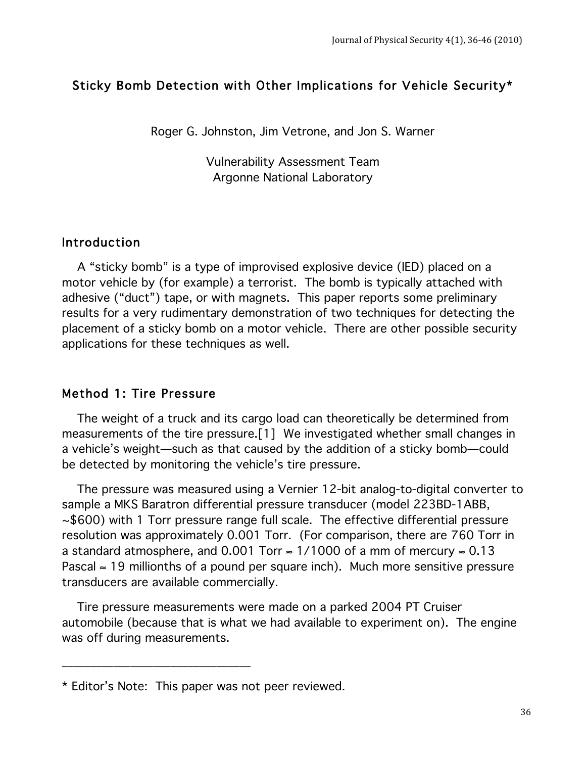# Sticky Bomb Detection with Other Implications for Vehicle Security*

Roger G. Johnston, Jim Vetrone, and Jon S. Warner

Vulnerability Assessment Team
Argonne National Laboratory

## Introduction

A "sticky bomb" is a type of improvised explosive device (IED) placed on a motor vehicle by (for example) a terrorist. The bomb is typically attached with adhesive ("duct") tape, or with magnets. This paper reports some preliminary results for a very rudimentary demonstration of two techniques for detecting the placement of a sticky bomb on a motor vehicle. There are other possible security applications for these techniques as well.

## Method 1: Tire Pressure

The weight of a truck and its cargo load can theoretically be determined from measurements of the tire pressure.[1] We investigated whether small changes in a vehicle's weight—such as that caused by the addition of a sticky bomb—could be detected by monitoring the vehicle's tire pressure.

The pressure was measured using a Vernier 12-bit analog-to-digital converter to sample a MKS Baratron differential pressure transducer (model 223BD-1ABB, ~\$600) with 1 Torr pressure range full scale. The effective differential pressure resolution was approximately 0.001 Torr. (For comparison, there are 760 Torr in a standard atmosphere, and 0.001 Torr ≈ 1/1000 of a mm of mercury ≈ 0.13 Pascal ≈ 19 millionths of a pound per square inch). Much more sensitive pressure transducers are available commercially.

Tire pressure measurements were made on a parked 2004 PT Cruiser automobile (because that is what we had available to experiment on). The engine was off during measurements.

---

* Editor's Note: This paper was not peer reviewed.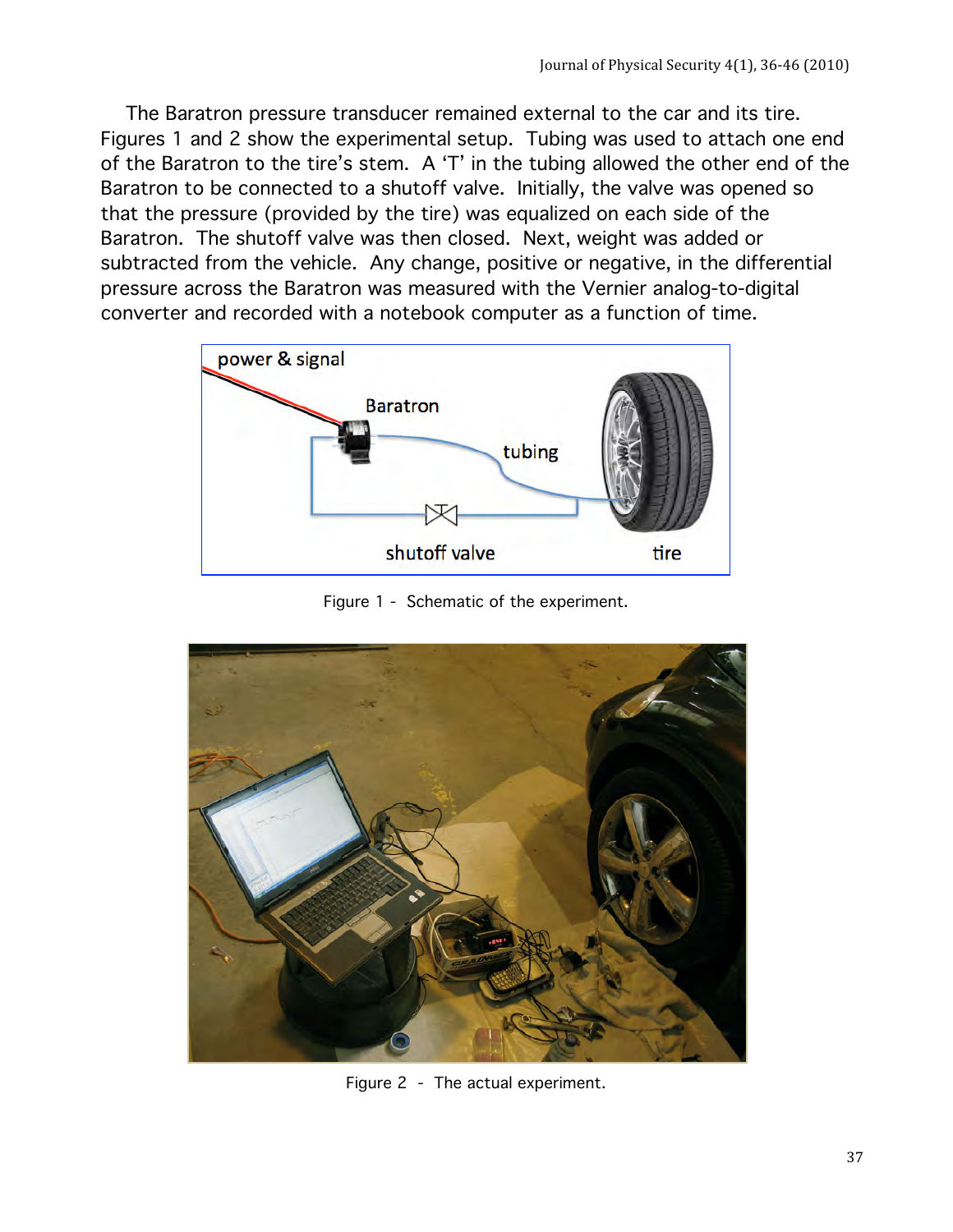The Baratron pressure transducer remained external to the car and its tire. Figures 1 and 2 show the experimental setup. Tubing was used to attach one end of the Baratron to the tire's stem. A 'T' in the tubing allowed the other end of the Baratron to be connected to a shutoff valve. Initially, the valve was opened so that the pressure (provided by the tire) was equalized on each side of the Baratron. The shutoff valve was then closed. Next, weight was added or subtracted from the vehicle. Any change, positive or negative, in the differential pressure across the Baratron was measured with the Vernier analog-to-digital converter and recorded with a notebook computer as a function of time.

Figure 1 - Schematic of the experiment.

Figure 2 - The actual experiment.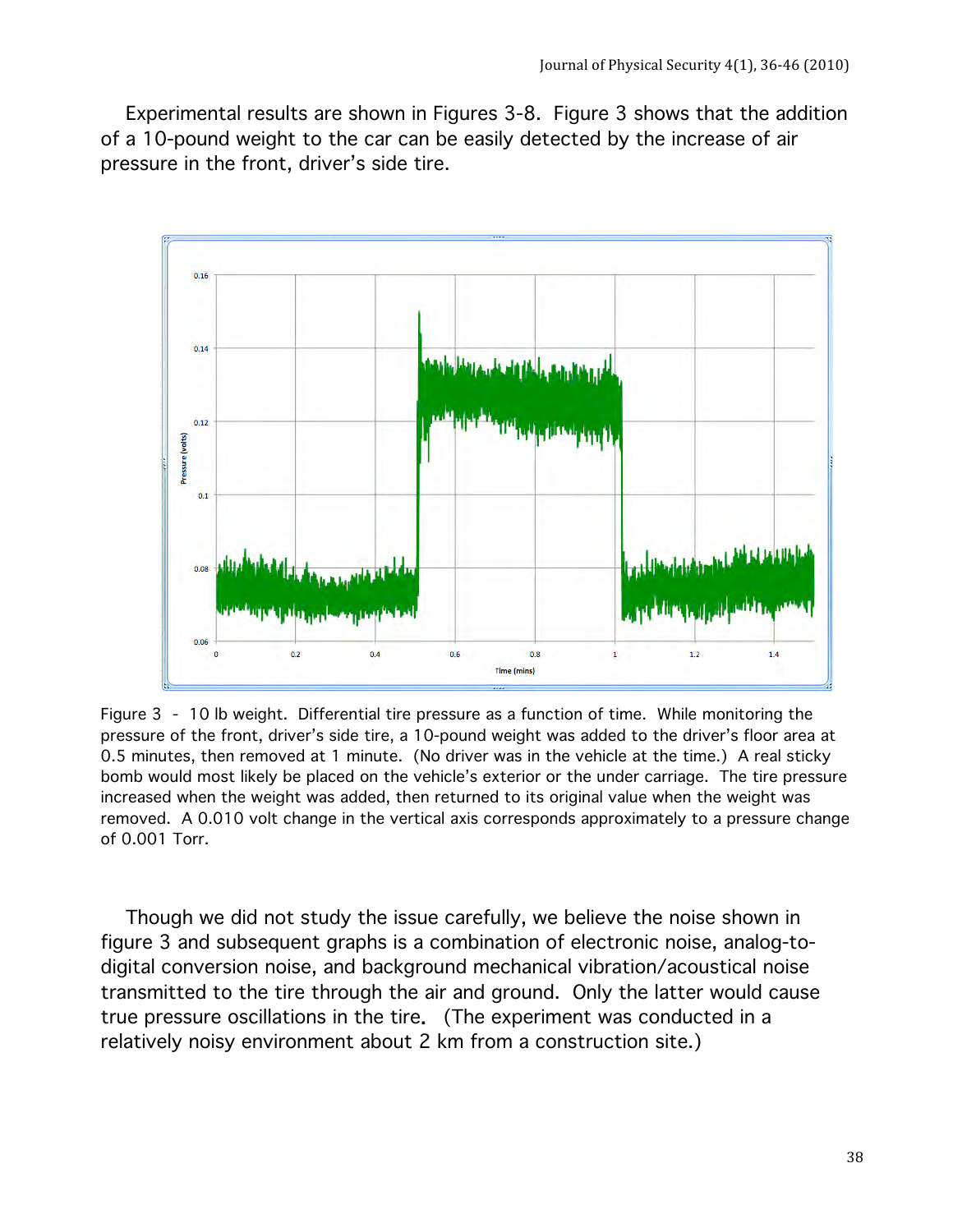Experimental results are shown in Figures 3-8. Figure 3 shows that the addition of a 10-pound weight to the car can be easily detected by the increase of air pressure in the front, driver's side tire.

Figure 3 - 10 lb weight. Differential tire pressure as a function of time. While monitoring the pressure of the front, driver's side tire, a 10-pound weight was added to the driver's floor area at 0.5 minutes, then removed at 1 minute. (No driver was in the vehicle at the time.) A real sticky bomb would most likely be placed on the vehicle's exterior or the under carriage. The tire pressure increased when the weight was added, then returned to its original value when the weight was removed. A 0.010 volt change in the vertical axis corresponds approximately to a pressure change of 0.001 Torr.

Though we did not study the issue carefully, we believe the noise shown in figure 3 and subsequent graphs is a combination of electronic noise, analog-to-digital conversion noise, and background mechanical vibration/acoustical noise transmitted to the tire through the air and ground. Only the latter would cause true pressure oscillations in the tire. (The experiment was conducted in a relatively noisy environment about 2 km from a construction site.)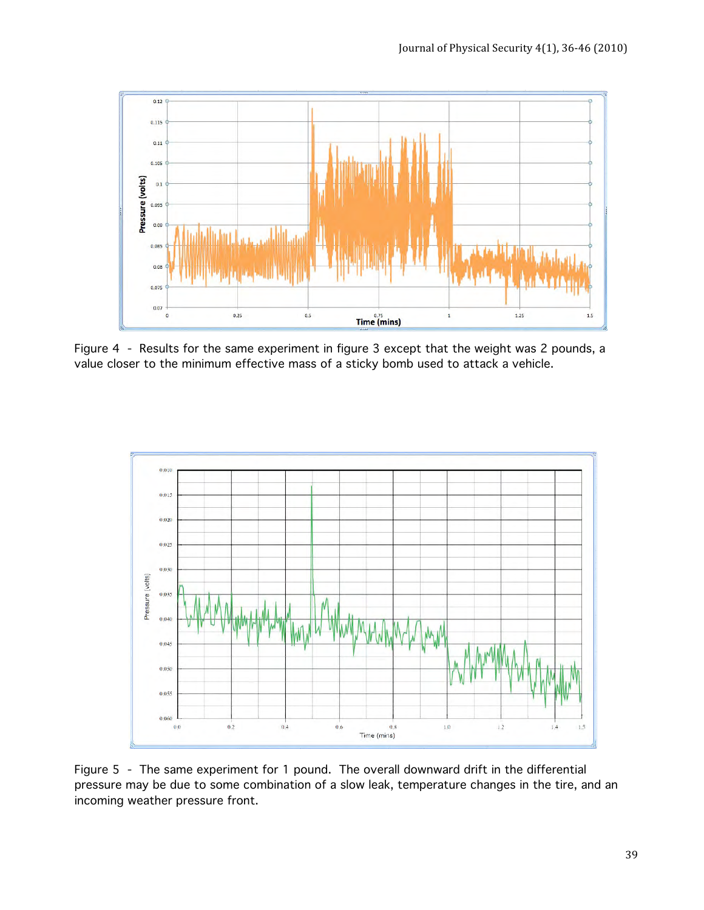Figure 4 - Results for the same experiment in figure 3 except that the weight was 2 pounds, a value closer to the minimum effective mass of a sticky bomb used to attack a vehicle.

Figure 5 - The same experiment for 1 pound. The overall downward drift in the differential pressure may be due to some combination of a slow leak, temperature changes in the tire, and an incoming weather pressure front.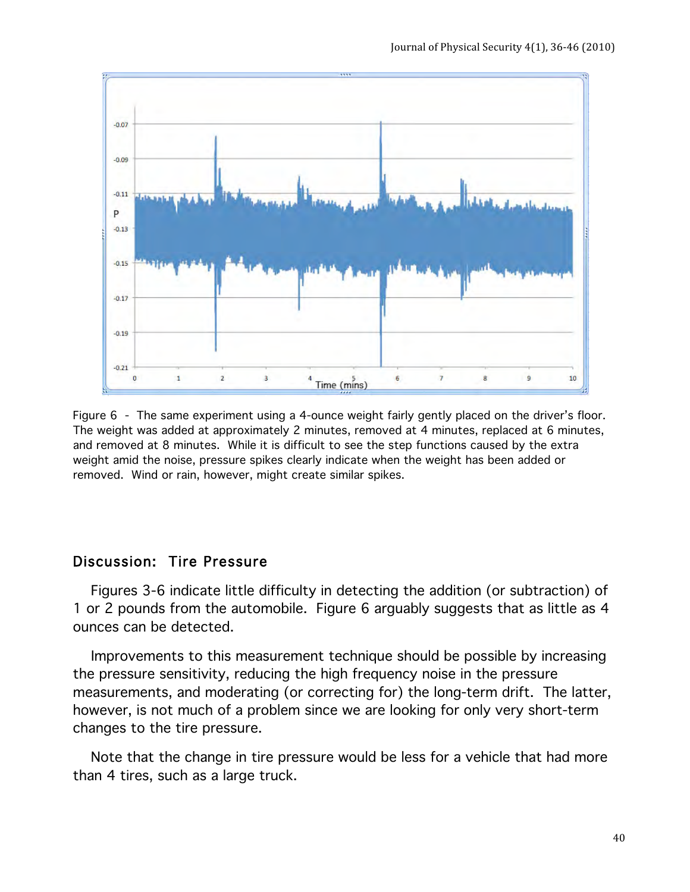Figure 6 - The same experiment using a 4-ounce weight fairly gently placed on the driver's floor. The weight was added at approximately 2 minutes, removed at 4 minutes, replaced at 6 minutes, and removed at 8 minutes. While it is difficult to see the step functions caused by the extra weight amid the noise, pressure spikes clearly indicate when the weight has been added or removed. Wind or rain, however, might create similar spikes.

## Discussion: Tire Pressure

Figures 3-6 indicate little difficulty in detecting the addition (or subtraction) of 1 or 2 pounds from the automobile. Figure 6 arguably suggests that as little as 4 ounces can be detected.

Improvements to this measurement technique should be possible by increasing the pressure sensitivity, reducing the high frequency noise in the pressure measurements, and moderating (or correcting for) the long-term drift. The latter, however, is not much of a problem since we are looking for only very short-term changes to the tire pressure.

Note that the change in tire pressure would be less for a vehicle that had more than 4 tires, such as a large truck.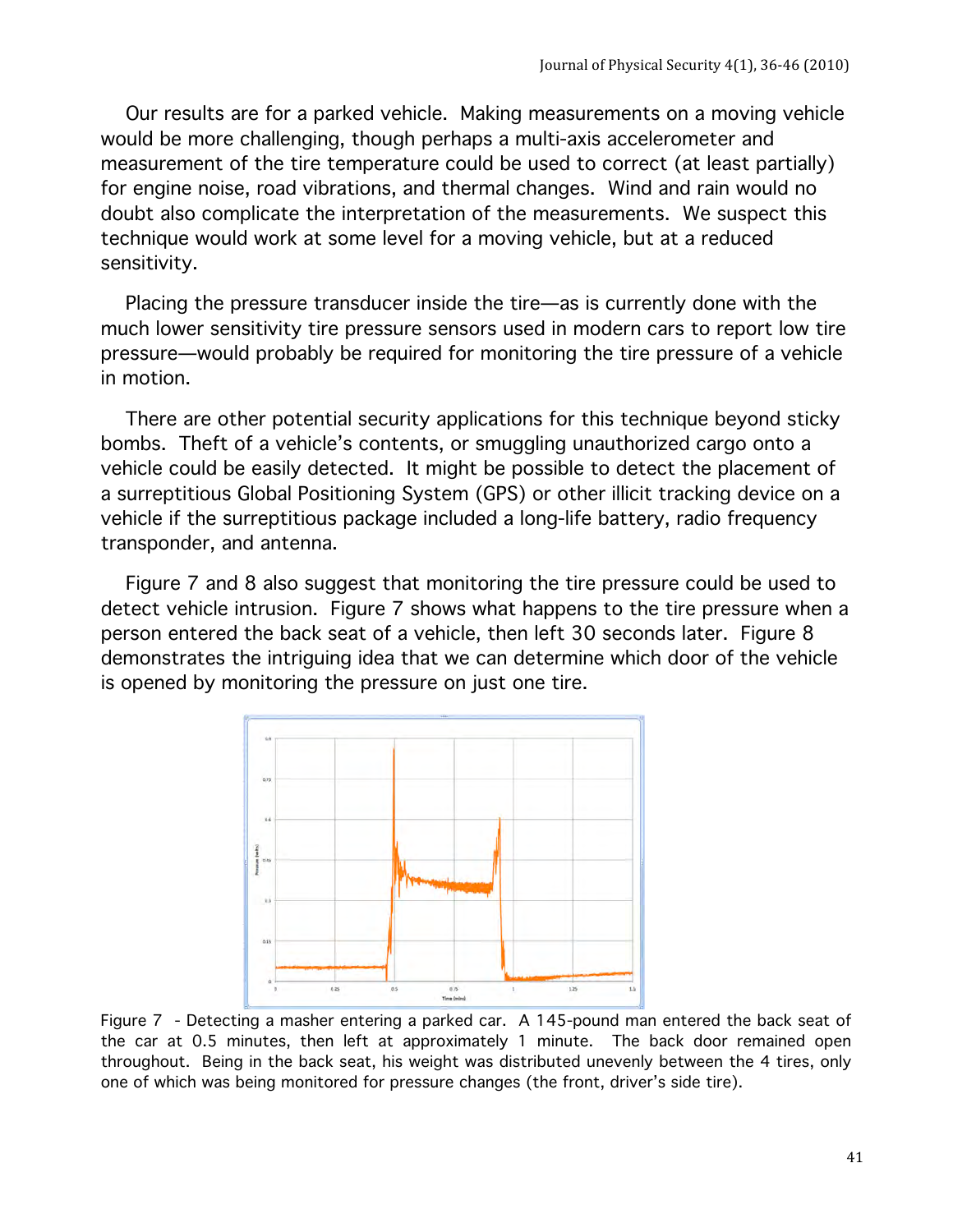Our results are for a parked vehicle. Making measurements on a moving vehicle would be more challenging, though perhaps a multi-axis accelerometer and measurement of the tire temperature could be used to correct (at least partially) for engine noise, road vibrations, and thermal changes. Wind and rain would no doubt also complicate the interpretation of the measurements. We suspect this technique would work at some level for a moving vehicle, but at a reduced sensitivity.

Placing the pressure transducer inside the tire—as is currently done with the much lower sensitivity tire pressure sensors used in modern cars to report low tire pressure—would probably be required for monitoring the tire pressure of a vehicle in motion.

There are other potential security applications for this technique beyond sticky bombs. Theft of a vehicle's contents, or smuggling unauthorized cargo onto a vehicle could be easily detected. It might be possible to detect the placement of a surreptitious Global Positioning System (GPS) or other illicit tracking device on a vehicle if the surreptitious package included a long-life battery, radio frequency transponder, and antenna.

Figure 7 and 8 also suggest that monitoring the tire pressure could be used to detect vehicle intrusion. Figure 7 shows what happens to the tire pressure when a person entered the back seat of a vehicle, then left 30 seconds later. Figure 8 demonstrates the intriguing idea that we can determine which door of the vehicle is opened by monitoring the pressure on just one tire.

Figure 7 - Detecting a masher entering a parked car. A 145-pound man entered the back seat of the car at 0.5 minutes, then left at approximately 1 minute. The back door remained open throughout. Being in the back seat, his weight was distributed unevenly between the 4 tires, only one of which was being monitored for pressure changes (the front, driver's side tire).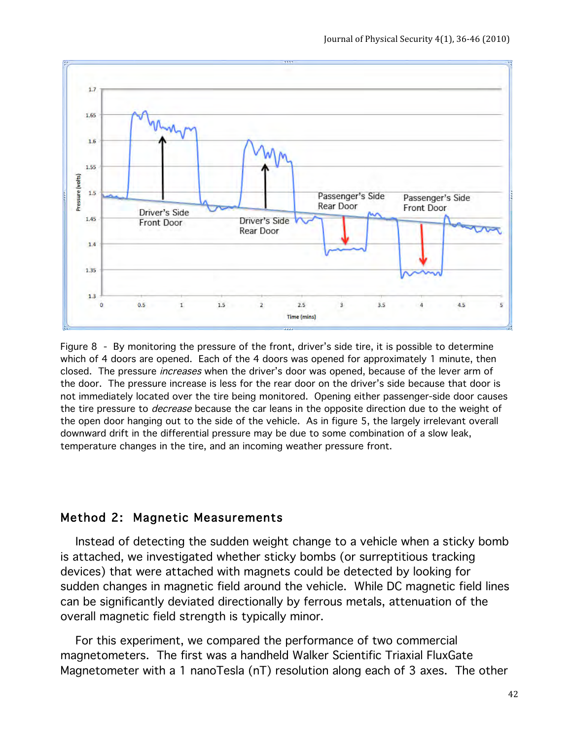Figure 8 - By monitoring the pressure of the front, driver's side tire, it is possible to determine which of 4 doors are opened. Each of the 4 doors was opened for approximately 1 minute, then closed. The pressure *increases* when the driver's door was opened, because of the lever arm of the door. The pressure increase is less for the rear door on the driver's side because that door is not immediately located over the tire being monitored. Opening either passenger-side door causes the tire pressure to *decrease* because the car leans in the opposite direction due to the weight of the open door hanging out to the side of the vehicle. As in figure 5, the largely irrelevant overall downward drift in the differential pressure may be due to some combination of a slow leak, temperature changes in the tire, and an incoming weather pressure front.

## Method 2: Magnetic Measurements

Instead of detecting the sudden weight change to a vehicle when a sticky bomb is attached, we investigated whether sticky bombs (or surreptitious tracking devices) that were attached with magnets could be detected by looking for sudden changes in magnetic field around the vehicle. While DC magnetic field lines can be significantly deviated directionally by ferrous metals, attenuation of the overall magnetic field strength is typically minor.

For this experiment, we compared the performance of two commercial magnetometers. The first was a handheld Walker Scientific Triaxial FluxGate Magnetometer with a 1 nanoTesla (nT) resolution along each of 3 axes. The other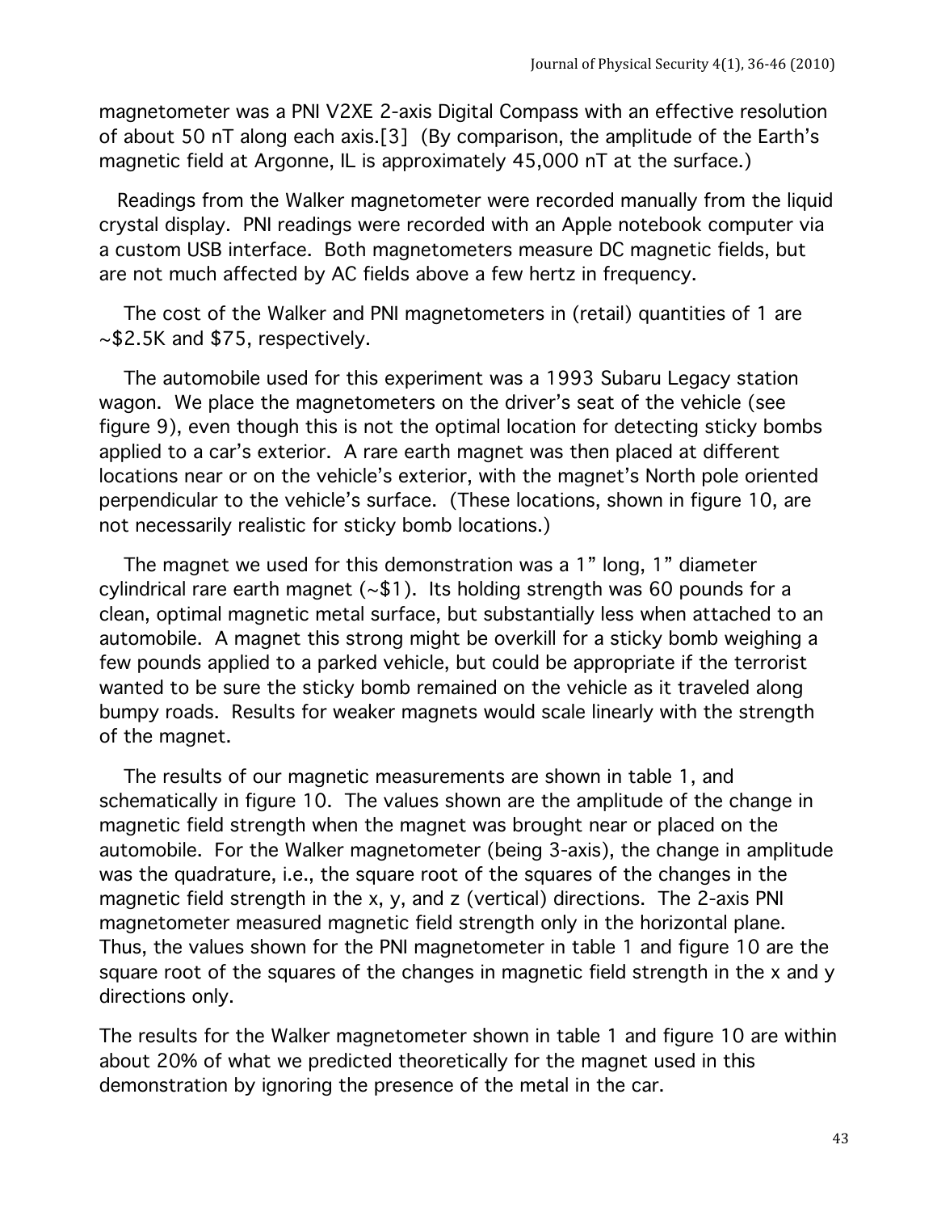magnetometer was a PNI V2XE 2-axis Digital Compass with an effective resolution of about 50 nT along each axis.[3] (By comparison, the amplitude of the Earth's magnetic field at Argonne, IL is approximately 45,000 nT at the surface.)

Readings from the Walker magnetometer were recorded manually from the liquid crystal display. PNI readings were recorded with an Apple notebook computer via a custom USB interface. Both magnetometers measure DC magnetic fields, but are not much affected by AC fields above a few hertz in frequency.

The cost of the Walker and PNI magnetometers in (retail) quantities of 1 are ~$2.5K and $75, respectively.

The automobile used for this experiment was a 1993 Subaru Legacy station wagon. We place the magnetometers on the driver's seat of the vehicle (see figure 9), even though this is not the optimal location for detecting sticky bombs applied to a car's exterior. A rare earth magnet was then placed at different locations near or on the vehicle's exterior, with the magnet's North pole oriented perpendicular to the vehicle's surface. (These locations, shown in figure 10, are not necessarily realistic for sticky bomb locations.)

The magnet we used for this demonstration was a 1" long, 1" diameter cylindrical rare earth magnet (~$1). Its holding strength was 60 pounds for a clean, optimal magnetic metal surface, but substantially less when attached to an automobile. A magnet this strong might be overkill for a sticky bomb weighing a few pounds applied to a parked vehicle, but could be appropriate if the terrorist wanted to be sure the sticky bomb remained on the vehicle as it traveled along bumpy roads. Results for weaker magnets would scale linearly with the strength of the magnet.

The results of our magnetic measurements are shown in table 1, and schematically in figure 10. The values shown are the amplitude of the change in magnetic field strength when the magnet was brought near or placed on the automobile. For the Walker magnetometer (being 3-axis), the change in amplitude was the quadrature, i.e., the square root of the squares of the changes in the magnetic field strength in the x, y, and z (vertical) directions. The 2-axis PNI magnetometer measured magnetic field strength only in the horizontal plane. Thus, the values shown for the PNI magnetometer in table 1 and figure 10 are the square root of the squares of the changes in magnetic field strength in the x and y directions only.

The results for the Walker magnetometer shown in table 1 and figure 10 are within about 20% of what we predicted theoretically for the magnet used in this demonstration by ignoring the presence of the metal in the car.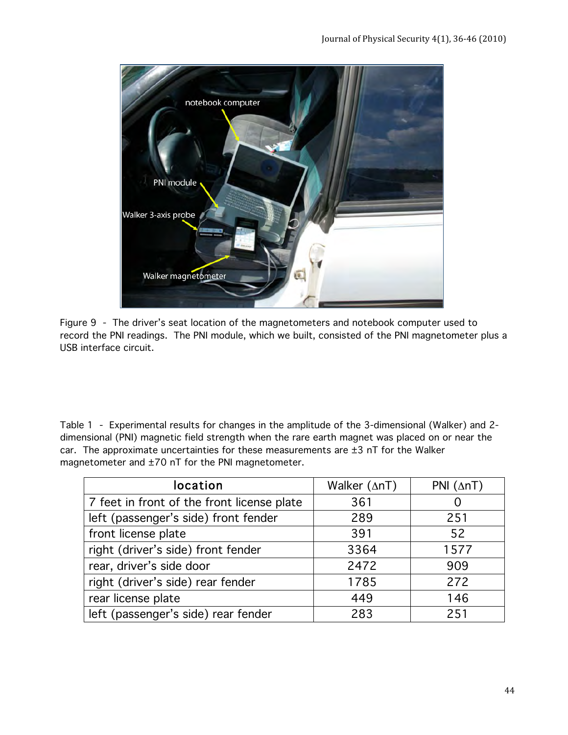Figure 9 - The driver's seat location of the magnetometers and notebook computer used to record the PNI readings. The PNI module, which we built, consisted of the PNI magnetometer plus a USB interface circuit.

Table 1 - Experimental results for changes in the amplitude of the 3-dimensional (Walker) and 2-dimensional (PNI) magnetic field strength when the rare earth magnet was placed on or near the car. The approximate uncertainties for these measurements are ±3 nT for the Walker magnetometer and ±70 nT for the PNI magnetometer.

| location | Walker ($\Delta$nT) | PNI ($\Delta$nT) |
|---|---|---|
| 7 feet in front of the front license plate | 361 | 0 |
| left (passenger's side) front fender | 289 | 251 |
| front license plate | 391 | 52 |
| right (driver's side) front fender | 3364 | 1577 |
| rear, driver's side door | 2472 | 909 |
| right (driver's side) rear fender | 1785 | 272 |
| rear license plate | 449 | 146 |
| left (passenger's side) rear fender | 283 | 251 |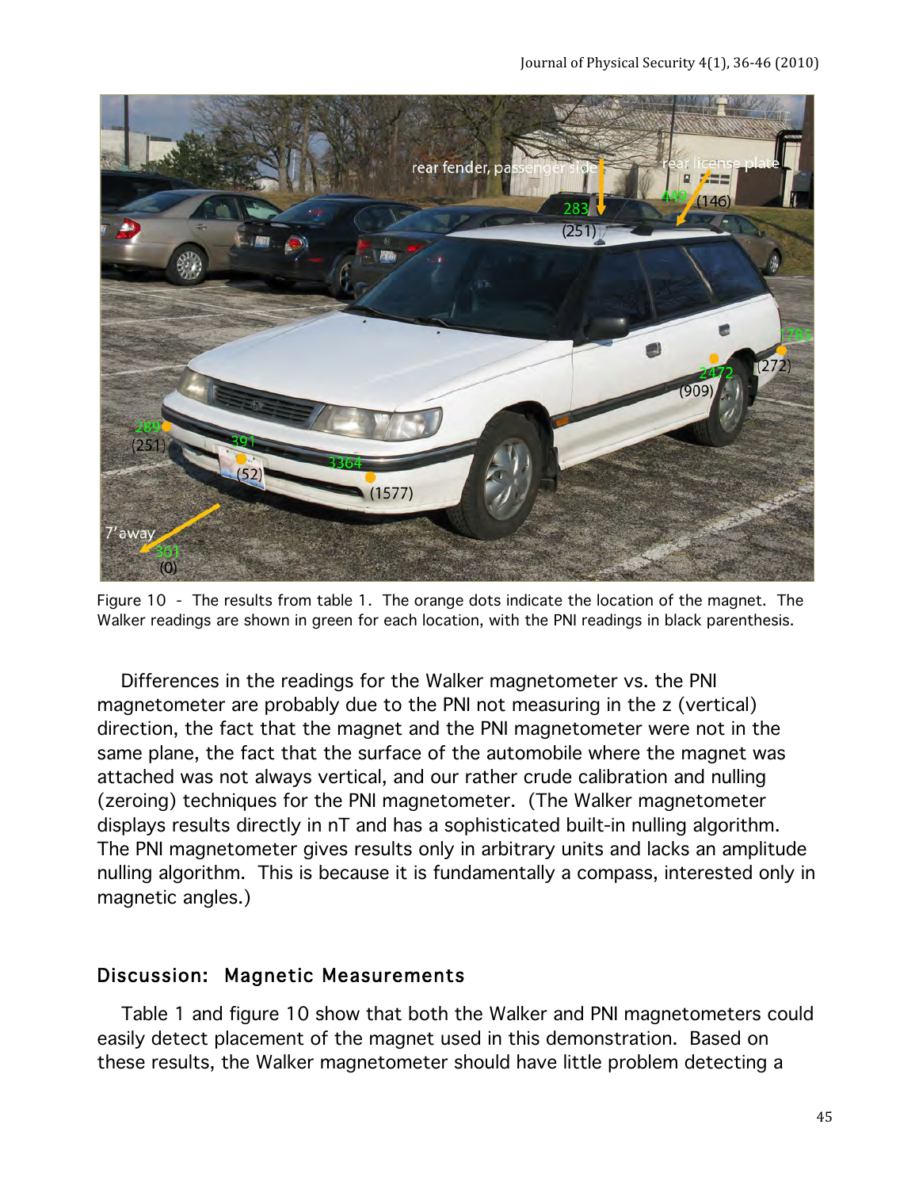Figure 10 - The results from table 1. The orange dots indicate the location of the magnet. The Walker readings are shown in green for each location, with the PNI readings in black parenthesis.

Differences in the readings for the Walker magnetometer vs. the PNI magnetometer are probably due to the PNI not measuring in the z (vertical) direction, the fact that the magnet and the PNI magnetometer were not in the same plane, the fact that the surface of the automobile where the magnet was attached was not always vertical, and our rather crude calibration and nulling (zeroing) techniques for the PNI magnetometer. (The Walker magnetometer displays results directly in nT and has a sophisticated built-in nulling algorithm. The PNI magnetometer gives results only in arbitrary units and lacks an amplitude nulling algorithm. This is because it is fundamentally a compass, interested only in magnetic angles.)

## Discussion: Magnetic Measurements

Table 1 and figure 10 show that both the Walker and PNI magnetometers could easily detect placement of the magnet used in this demonstration. Based on these results, the Walker magnetometer should have little problem detecting a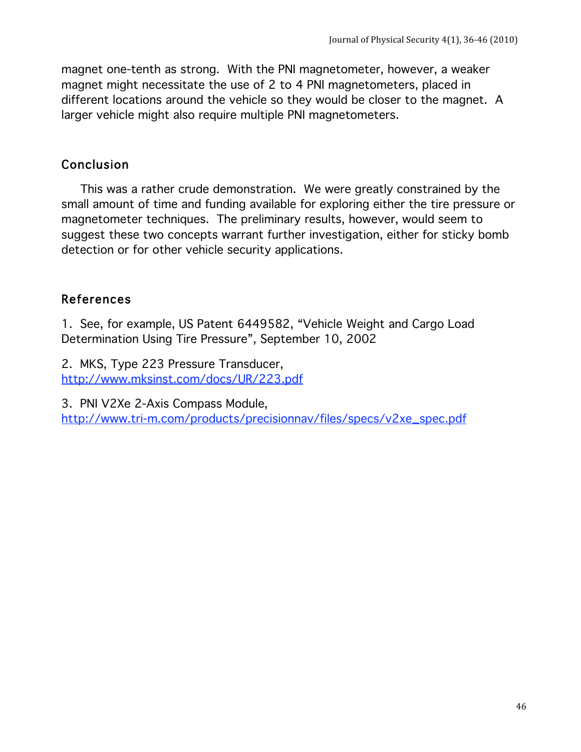magnet one-tenth as strong. With the PNI magnetometer, however, a weaker magnet might necessitate the use of 2 to 4 PNI magnetometers, placed in different locations around the vehicle so they would be closer to the magnet. A larger vehicle might also require multiple PNI magnetometers.

## Conclusion

This was a rather crude demonstration. We were greatly constrained by the small amount of time and funding available for exploring either the tire pressure or magnetometer techniques. The preliminary results, however, would seem to suggest these two concepts warrant further investigation, either for sticky bomb detection or for other vehicle security applications.

## References

1. See, for example, US Patent 6449582, "Vehicle Weight and Cargo Load Determination Using Tire Pressure", September 10, 2002

2. MKS, Type 223 Pressure Transducer, http://www.mksinst.com/docs/UR/223.pdf

3. PNI V2Xe 2-Axis Compass Module, http://www.tri-m.com/products/precisionnav/files/specs/v2xe_spec.pdf